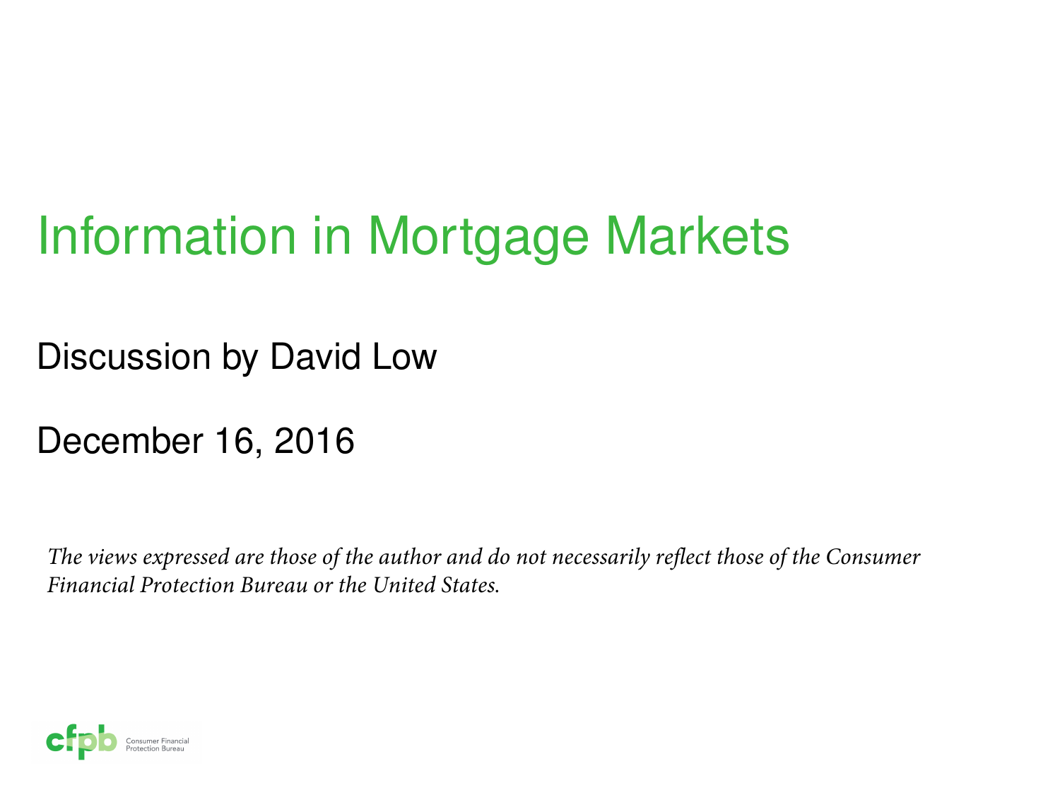# Information in Mortgage Markets

Discussion by David Low

December 16, 2016

*The views expressed are those of the author and do not necessarily reflect those of the Consumer Financial Protection Bureau or the United States.*

cfpb Consumer Financial Protection Bureau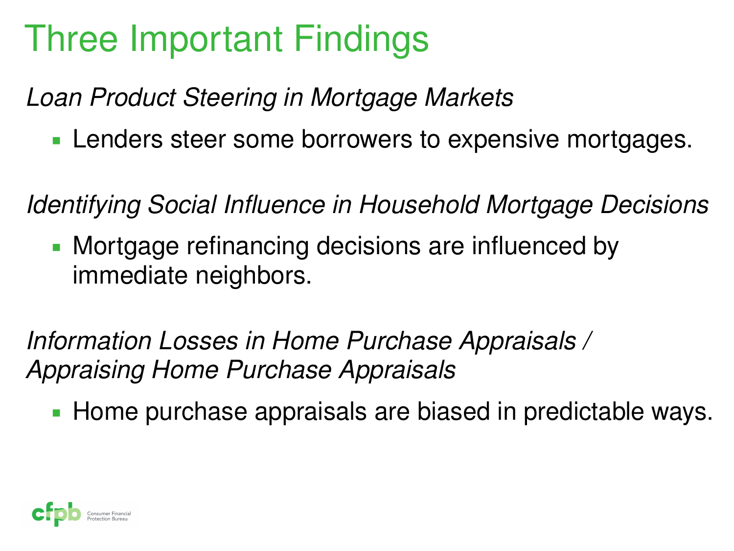# Three Important Findings

*Loan Product Steering in Mortgage Markets*

- Lenders steer some borrowers to expensive mortgages.

*Identifying Social Influence in Household Mortgage Decisions*

- Mortgage refinancing decisions are influenced by immediate neighbors.

*Information Losses in Home Purchase Appraisals / Appraising Home Purchase Appraisals*

- Home purchase appraisals are biased in predictable ways.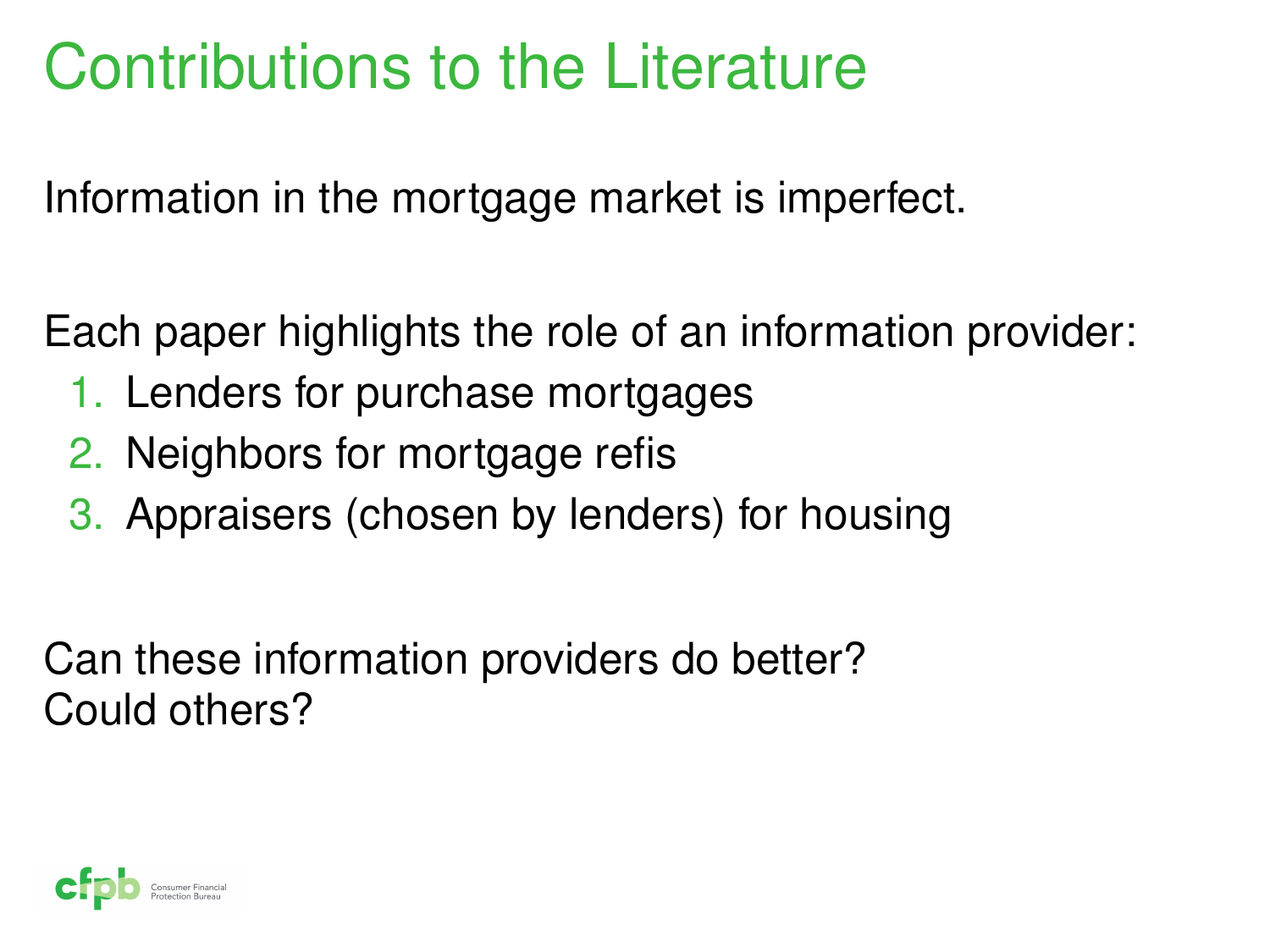# Contributions to the Literature

Information in the mortgage market is imperfect.

Each paper highlights the role of an information provider:

1. Lenders for purchase mortgages
2. Neighbors for mortgage refis
3. Appraisers (chosen by lenders) for housing

Can these information providers do better?
Could others?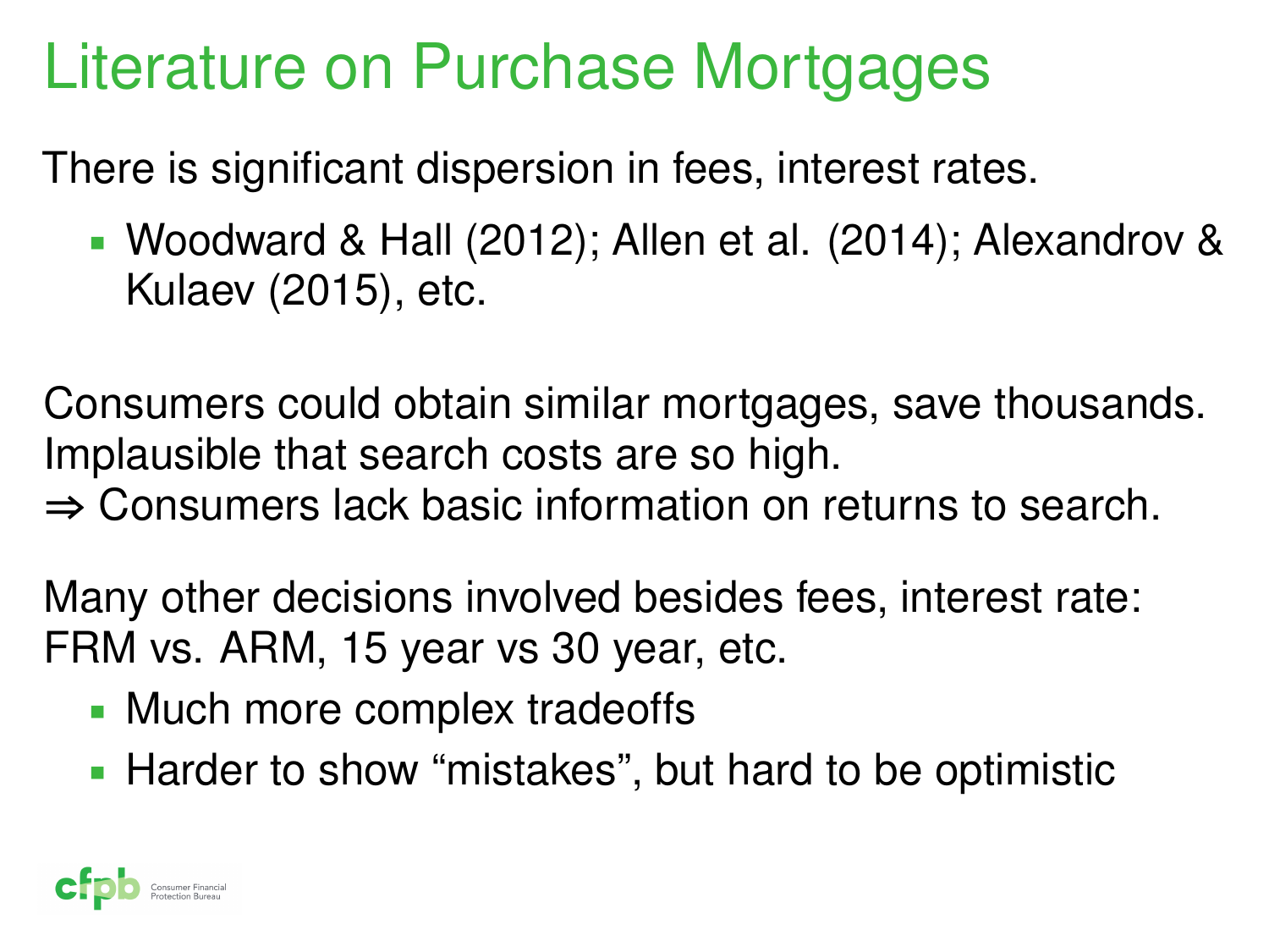# Literature on Purchase Mortgages

There is significant dispersion in fees, interest rates.

- Woodward & Hall (2012); Allen et al. (2014); Alexandrov & Kulaev (2015), etc.

Consumers could obtain similar mortgages, save thousands. Implausible that search costs are so high.
⇒ Consumers lack basic information on returns to search.

Many other decisions involved besides fees, interest rate: FRM vs. ARM, 15 year vs 30 year, etc.

- Much more complex tradeoffs
- Harder to show “mistakes”, but hard to be optimistic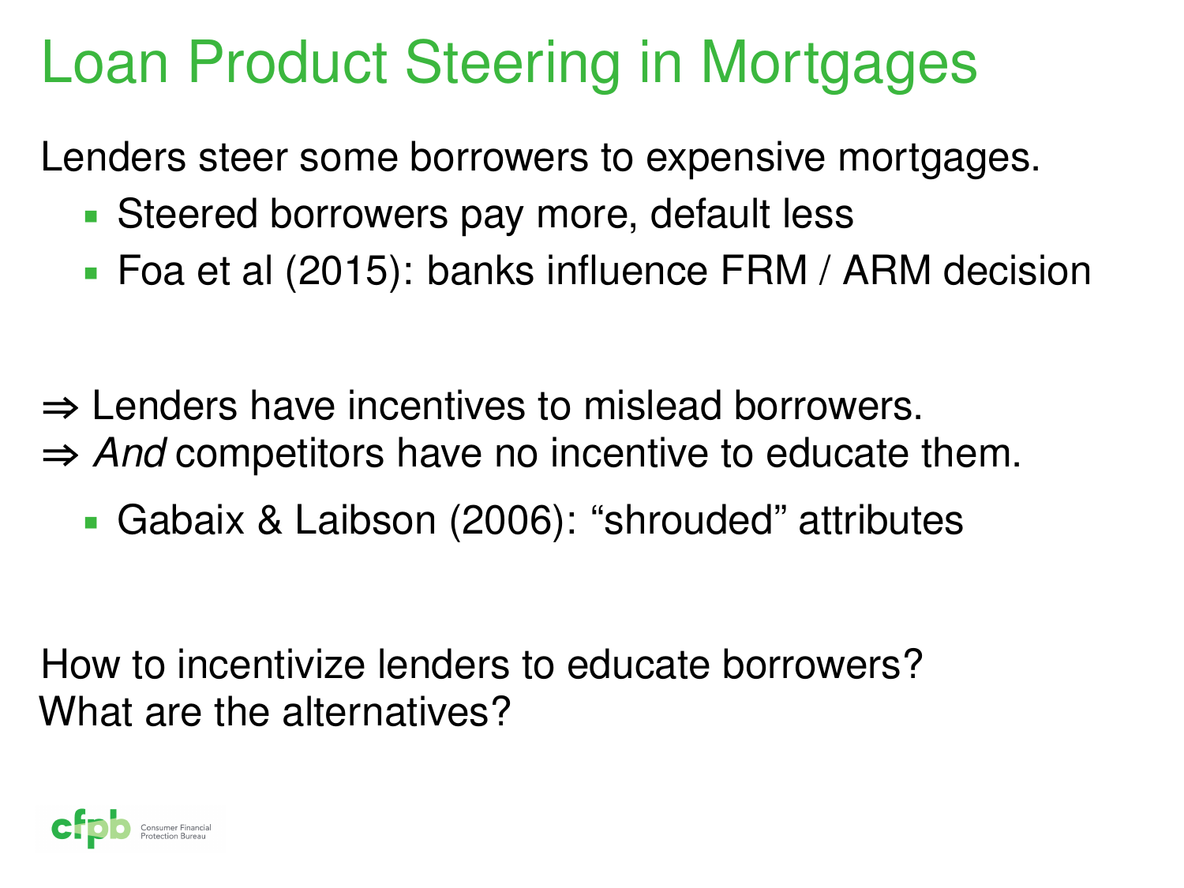# Loan Product Steering in Mortgages

Lenders steer some borrowers to expensive mortgages.

- Steered borrowers pay more, default less
- Foa et al (2015): banks influence FRM / ARM decision

⇒ Lenders have incentives to mislead borrowers.
⇒ *And* competitors have no incentive to educate them.

- Gabaix & Laibson (2006): “shrouded” attributes

How to incentivize lenders to educate borrowers?
What are the alternatives?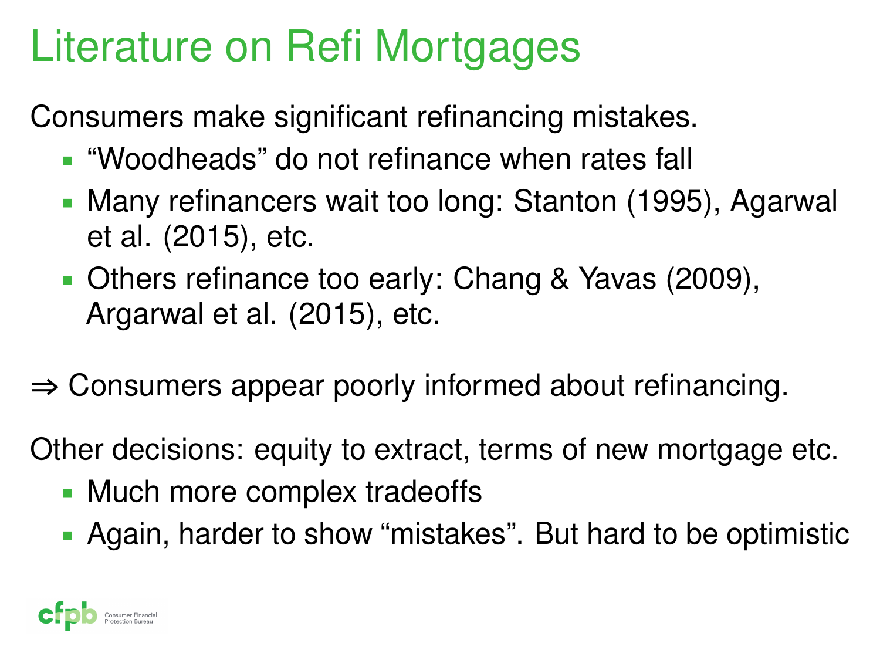# Literature on Refi Mortgages

Consumers make significant refinancing mistakes.

- "Woodheads" do not refinance when rates fall
- Many refinancers wait too long: Stanton (1995), Agarwal et al. (2015), etc.
- Others refinance too early: Chang & Yavas (2009), Argarwal et al. (2015), etc.

⇒ Consumers appear poorly informed about refinancing.

Other decisions: equity to extract, terms of new mortgage etc.

- Much more complex tradeoffs
- Again, harder to show "mistakes". But hard to be optimistic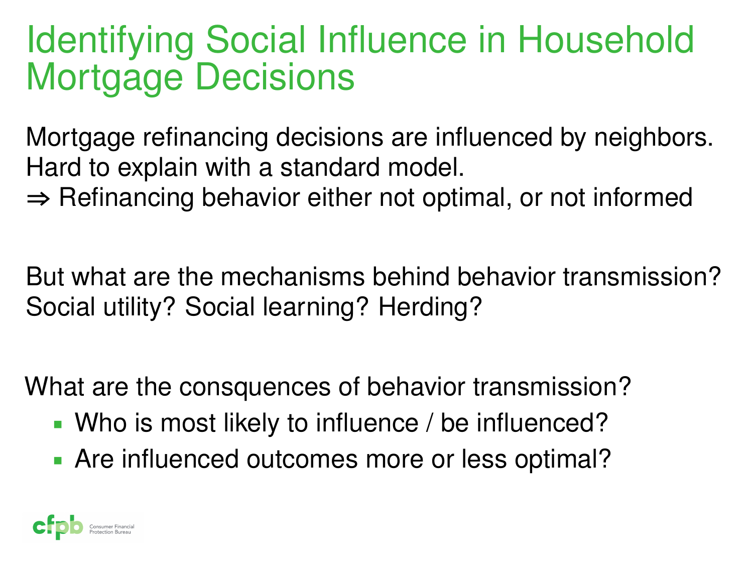# Identifying Social Influence in Household Mortgage Decisions

Mortgage refinancing decisions are influenced by neighbors.
Hard to explain with a standard model.
⇒ Refinancing behavior either not optimal, or not informed

But what are the mechanisms behind behavior transmission?
Social utility? Social learning? Herding?

What are the consquences of behavior transmission?

- Who is most likely to influence / be influenced?
- Are influenced outcomes more or less optimal?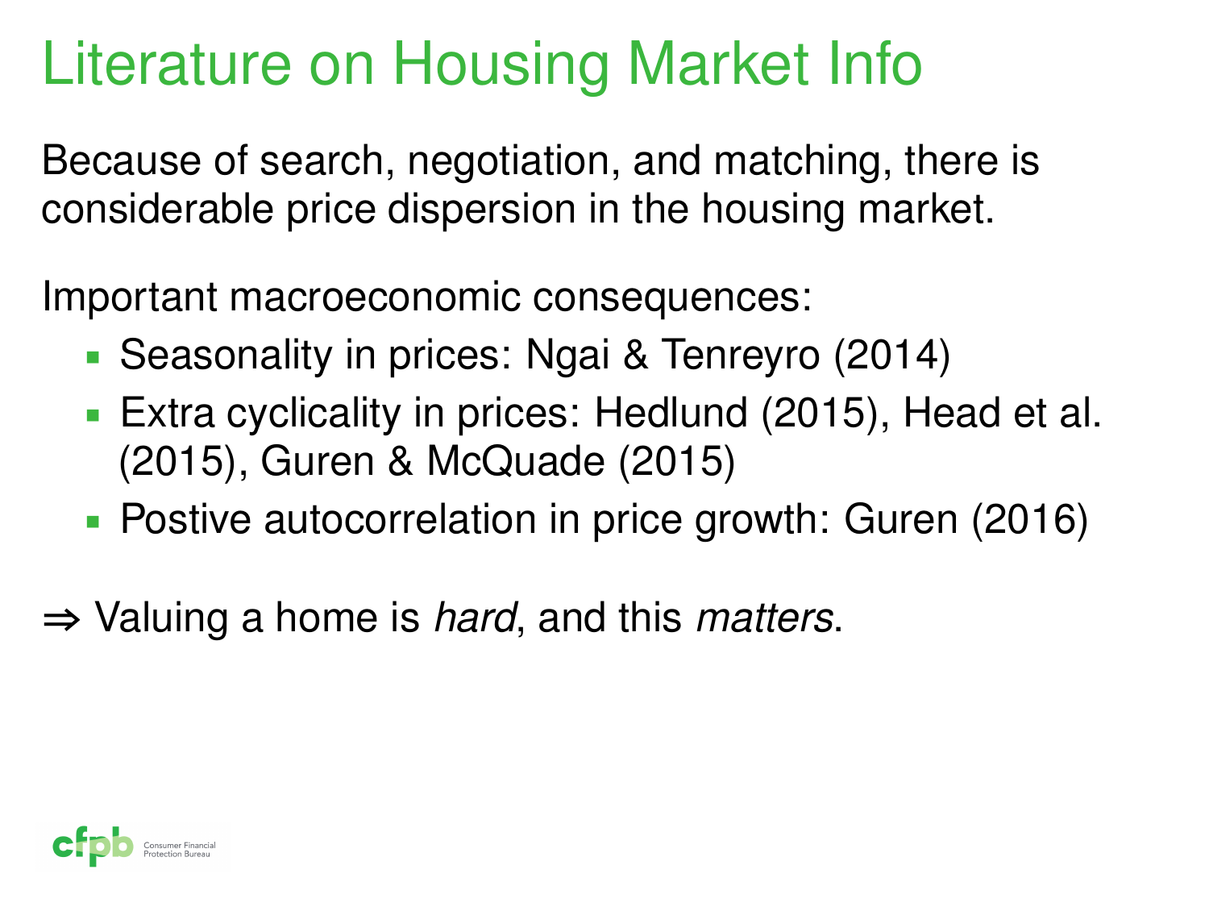# Literature on Housing Market Info

Because of search, negotiation, and matching, there is considerable price dispersion in the housing market.

Important macroeconomic consequences:

- Seasonality in prices: Ngai & Tenreyro (2014)
- Extra cyclicality in prices: Hedlund (2015), Head et al. (2015), Guren & McQuade (2015)
- Postive autocorrelation in price growth: Guren (2016)

⇒ Valuing a home is *hard*, and this *matters*.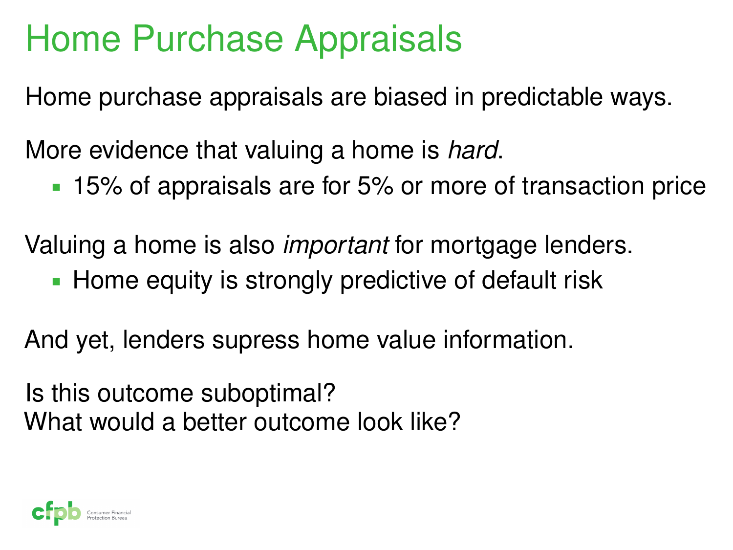# Home Purchase Appraisals

Home purchase appraisals are biased in predictable ways.

More evidence that valuing a home is *hard*.

- 15% of appraisals are for 5% or more of transaction price

Valuing a home is also *important* for mortgage lenders.

- Home equity is strongly predictive of default risk

And yet, lenders supress home value information.

Is this outcome suboptimal?
What would a better outcome look like?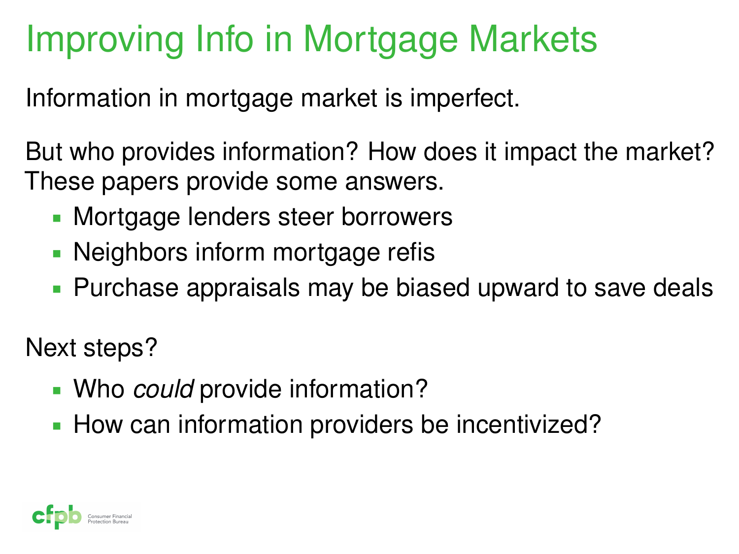# Improving Info in Mortgage Markets

Information in mortgage market is imperfect.

But who provides information? How does it impact the market? These papers provide some answers.

- Mortgage lenders steer borrowers
- Neighbors inform mortgage refis
- Purchase appraisals may be biased upward to save deals

Next steps?

- Who *could* provide information?
- How can information providers be incentivized?